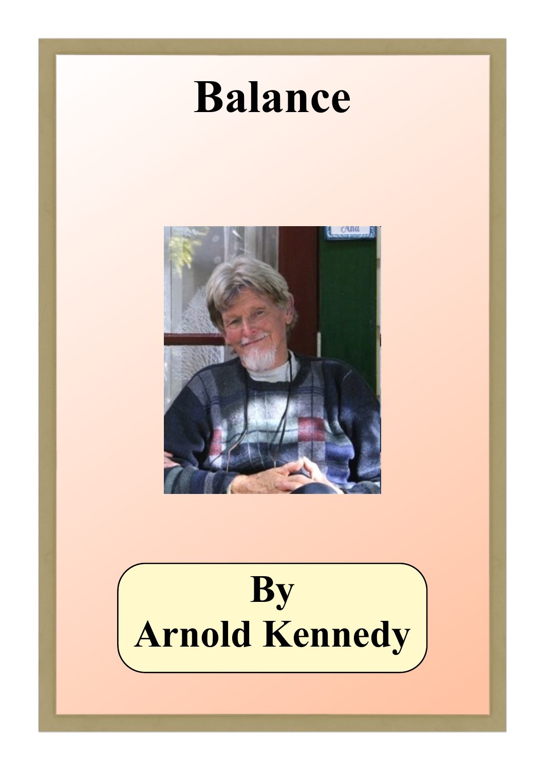# Balance

By
Arnold Kennedy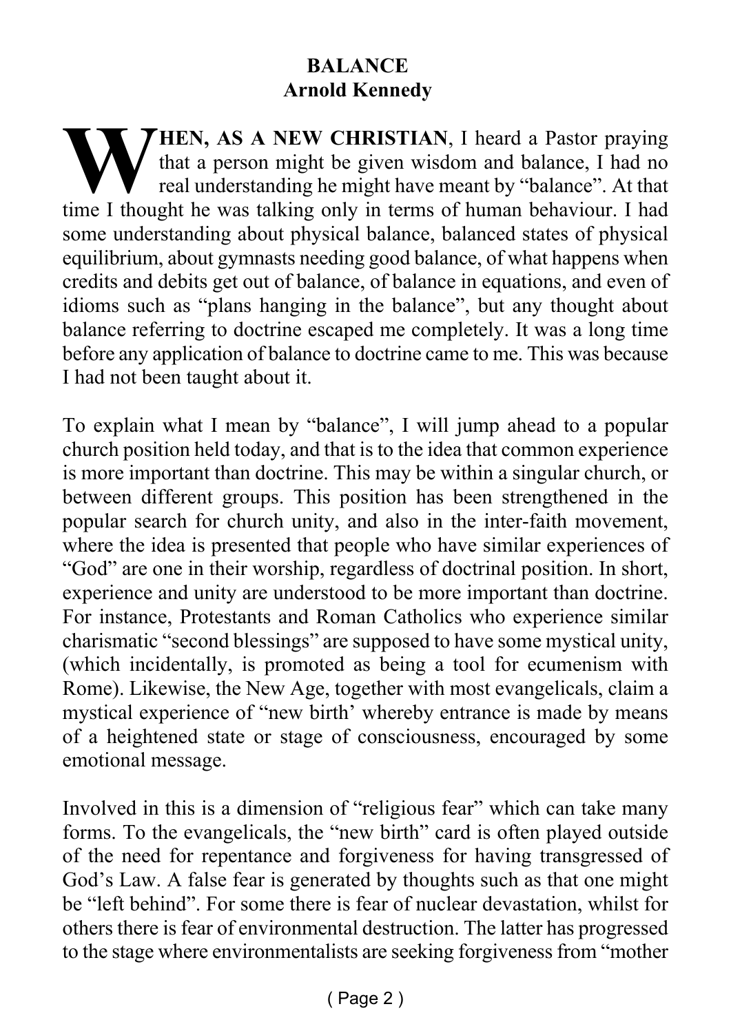# BALANCE
## Arnold Kennedy

**WHEN, AS A NEW CHRISTIAN**, I heard a Pastor praying that a person might be given wisdom and balance, I had no real understanding he might have meant by "balance". At that time I thought he was talking only in terms of human behaviour. I had some understanding about physical balance, balanced states of physical equilibrium, about gymnasts needing good balance, of what happens when credits and debits get out of balance, of balance in equations, and even of idioms such as "plans hanging in the balance", but any thought about balance referring to doctrine escaped me completely. It was a long time before any application of balance to doctrine came to me. This was because I had not been taught about it.

To explain what I mean by "balance", I will jump ahead to a popular church position held today, and that is to the idea that common experience is more important than doctrine. This may be within a singular church, or between different groups. This position has been strengthened in the popular search for church unity, and also in the inter-faith movement, where the idea is presented that people who have similar experiences of "God" are one in their worship, regardless of doctrinal position. In short, experience and unity are understood to be more important than doctrine. For instance, Protestants and Roman Catholics who experience similar charismatic "second blessings" are supposed to have some mystical unity, (which incidentally, is promoted as being a tool for ecumenism with Rome). Likewise, the New Age, together with most evangelicals, claim a mystical experience of "new birth' whereby entrance is made by means of a heightened state or stage of consciousness, encouraged by some emotional message.

Involved in this is a dimension of "religious fear" which can take many forms. To the evangelicals, the "new birth" card is often played outside of the need for repentance and forgiveness for having transgressed of God's Law. A false fear is generated by thoughts such as that one might be "left behind". For some there is fear of nuclear devastation, whilst for others there is fear of environmental destruction. The latter has progressed to the stage where environmentalists are seeking forgiveness from "mother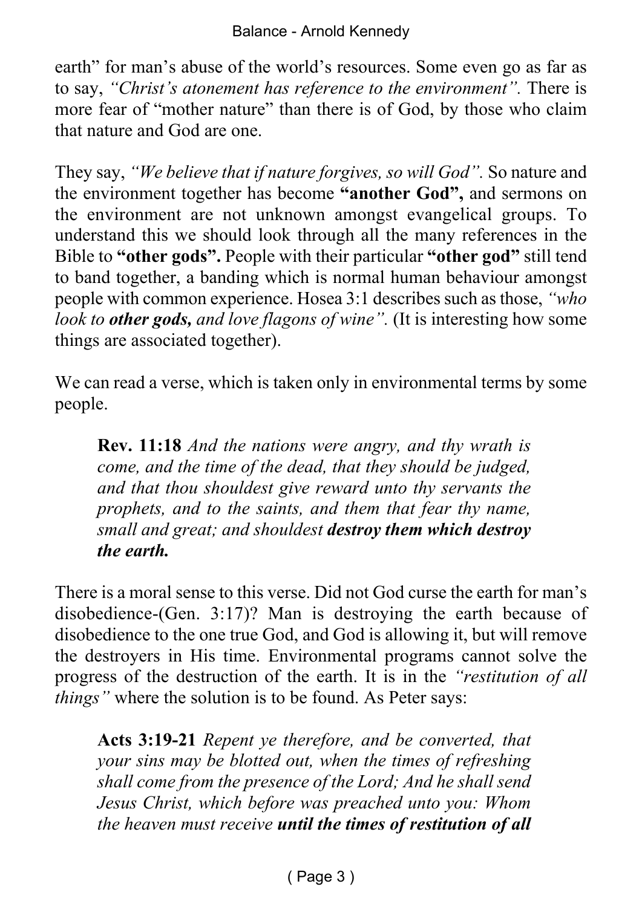earth" for man's abuse of the world's resources. Some even go as far as to say, *"Christ's atonement has reference to the environment".* There is more fear of "mother nature" than there is of God, by those who claim that nature and God are one.

They say, *"We believe that if nature forgives, so will God".* So nature and the environment together has become **"another God",** and sermons on the environment are not unknown amongst evangelical groups. To understand this we should look through all the many references in the Bible to **"other gods".** People with their particular **"other god"** still tend to band together, a banding which is normal human behaviour amongst people with common experience. Hosea 3:1 describes such as those, *"who look to **other gods,** and love flagons of wine".* (It is interesting how some things are associated together).

We can read a verse, which is taken only in environmental terms by some people.

> **Rev. 11:18** *And the nations were angry, and thy wrath is come, and the time of the dead, that they should be judged, and that thou shouldest give reward unto thy servants the prophets, and to the saints, and them that fear thy name, small and great; and shouldest **destroy them which destroy the earth.***

There is a moral sense to this verse. Did not God curse the earth for man's disobedience-(Gen. 3:17)? Man is destroying the earth because of disobedience to the one true God, and God is allowing it, but will remove the destroyers in His time. Environmental programs cannot solve the progress of the destruction of the earth. It is in the *"restitution of all things"* where the solution is to be found. As Peter says:

> **Acts 3:19-21** *Repent ye therefore, and be converted, that your sins may be blotted out, when the times of refreshing shall come from the presence of the Lord; And he shall send Jesus Christ, which before was preached unto you: Whom the heaven must receive **until the times of restitution of all***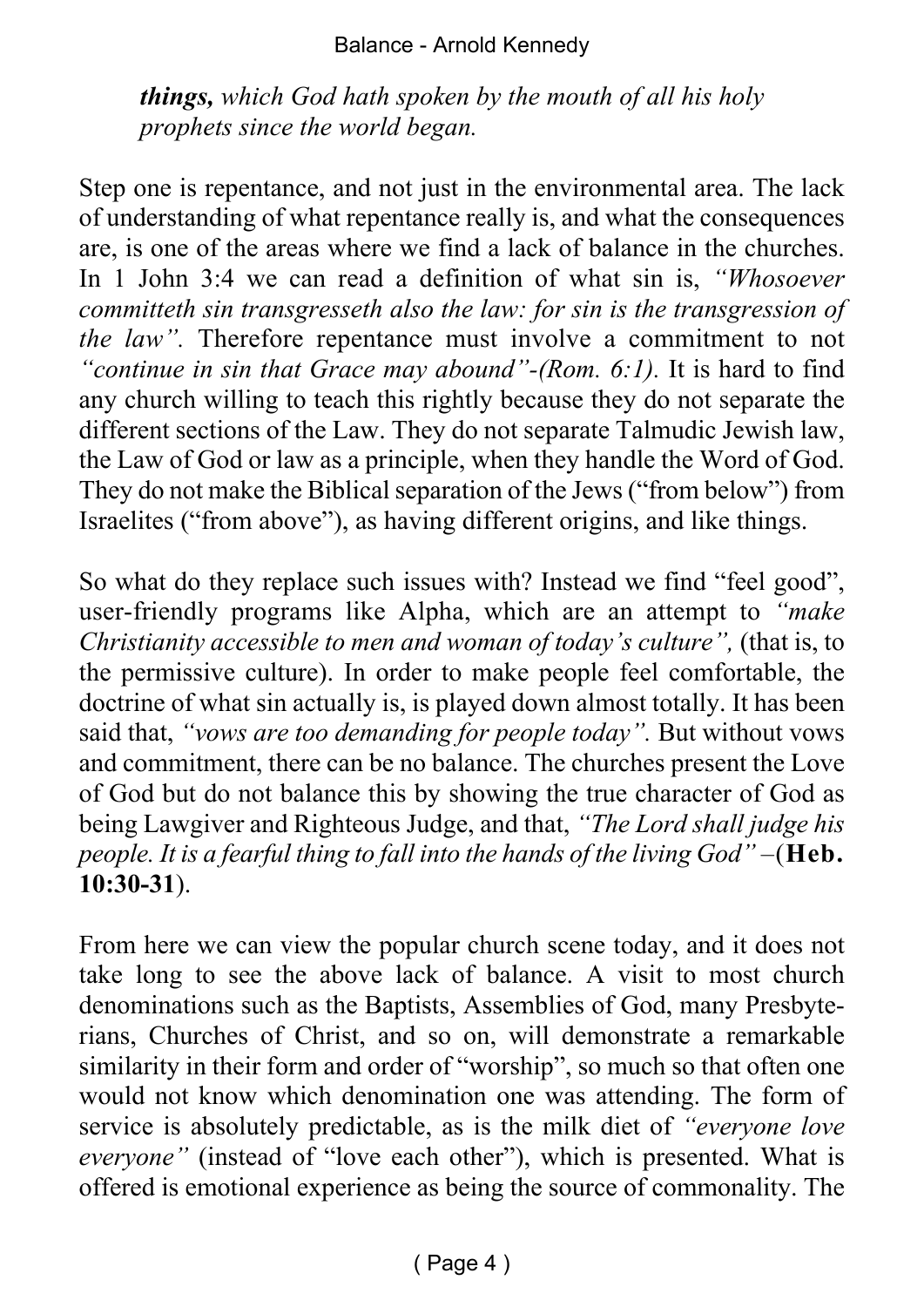*things, which God hath spoken by the mouth of all his holy prophets since the world began.*

Step one is repentance, and not just in the environmental area. The lack of understanding of what repentance really is, and what the consequences are, is one of the areas where we find a lack of balance in the churches. In 1 John 3:4 we can read a definition of what sin is, *"Whosoever committeth sin transgresseth also the law: for sin is the transgression of the law".* Therefore repentance must involve a commitment to not *"continue in sin that Grace may abound"-(Rom. 6:1).* It is hard to find any church willing to teach this rightly because they do not separate the different sections of the Law. They do not separate Talmudic Jewish law, the Law of God or law as a principle, when they handle the Word of God. They do not make the Biblical separation of the Jews ("from below") from Israelites ("from above"), as having different origins, and like things.

So what do they replace such issues with? Instead we find "feel good", user-friendly programs like Alpha, which are an attempt to *"make Christianity accessible to men and woman of today's culture",* (that is, to the permissive culture). In order to make people feel comfortable, the doctrine of what sin actually is, is played down almost totally. It has been said that, *"vows are too demanding for people today".* But without vows and commitment, there can be no balance. The churches present the Love of God but do not balance this by showing the true character of God as being Lawgiver and Righteous Judge, and that, *"The Lord shall judge his people. It is a fearful thing to fall into the hands of the living God"* –(**Heb. 10:30-31**).

From here we can view the popular church scene today, and it does not take long to see the above lack of balance. A visit to most church denominations such as the Baptists, Assemblies of God, many Presbyterians, Churches of Christ, and so on, will demonstrate a remarkable similarity in their form and order of "worship", so much so that often one would not know which denomination one was attending. The form of service is absolutely predictable, as is the milk diet of *"everyone love everyone"* (instead of "love each other"), which is presented. What is offered is emotional experience as being the source of commonality. The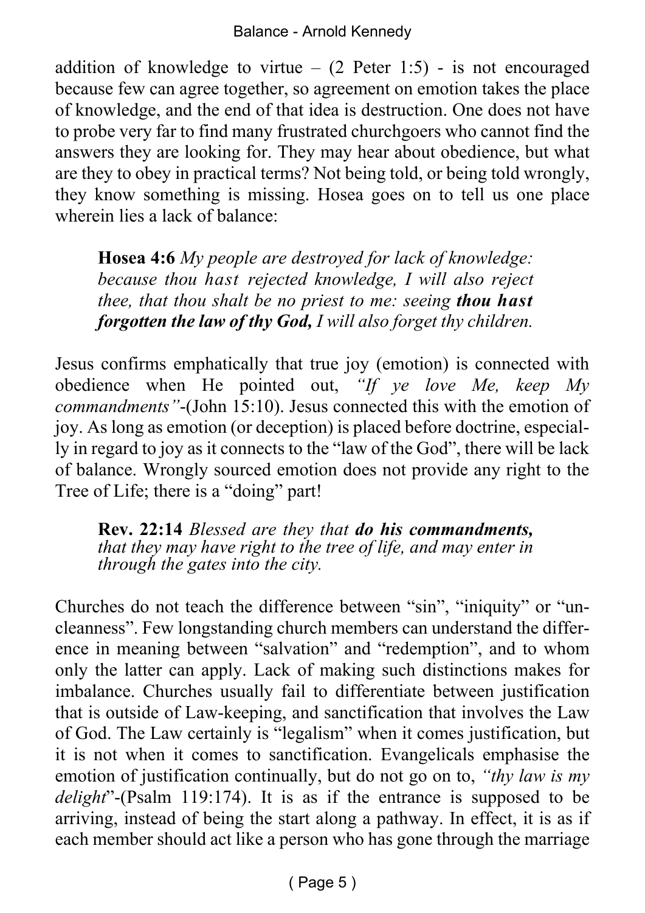addition of knowledge to virtue – (2 Peter 1:5) - is not encouraged because few can agree together, so agreement on emotion takes the place of knowledge, and the end of that idea is destruction. One does not have to probe very far to find many frustrated churchgoers who cannot find the answers they are looking for. They may hear about obedience, but what are they to obey in practical terms? Not being told, or being told wrongly, they know something is missing. Hosea goes on to tell us one place wherein lies a lack of balance:

> **Hosea 4:6** *My people are destroyed for lack of knowledge: because thou hast rejected knowledge, I will also reject thee, that thou shalt be no priest to me: seeing* ***thou hast forgotten the law of thy God,*** *I will also forget thy children.*

Jesus confirms emphatically that true joy (emotion) is connected with obedience when He pointed out, *"If ye love Me, keep My commandments"*-(John 15:10). Jesus connected this with the emotion of joy. As long as emotion (or deception) is placed before doctrine, especially in regard to joy as it connects to the "law of the God", there will be lack of balance. Wrongly sourced emotion does not provide any right to the Tree of Life; there is a "doing" part!

> **Rev. 22:14** *Blessed are they that* ***do his commandments,*** *that they may have right to the tree of life, and may enter in through the gates into the city.*

Churches do not teach the difference between "sin", "iniquity" or "uncleanness". Few longstanding church members can understand the difference in meaning between "salvation" and "redemption", and to whom only the latter can apply. Lack of making such distinctions makes for imbalance. Churches usually fail to differentiate between justification that is outside of Law-keeping, and sanctification that involves the Law of God. The Law certainly is "legalism" when it comes justification, but it is not when it comes to sanctification. Evangelicals emphasise the emotion of justification continually, but do not go on to, *"thy law is my delight*"-(Psalm 119:174). It is as if the entrance is supposed to be arriving, instead of being the start along a pathway. In effect, it is as if each member should act like a person who has gone through the marriage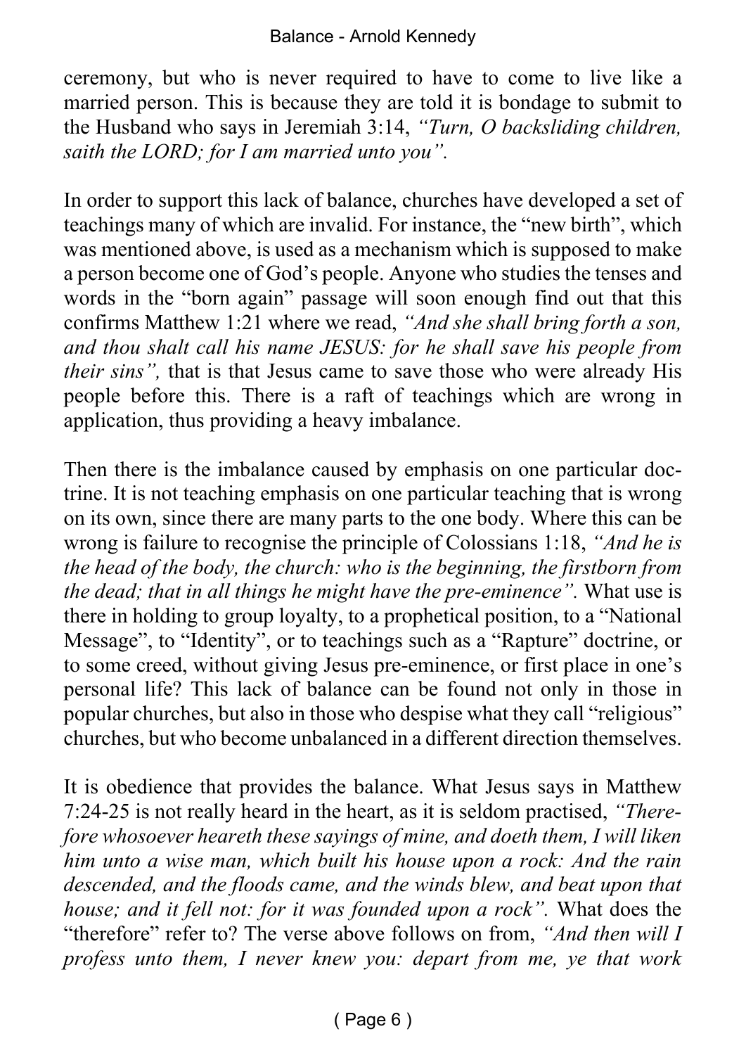ceremony, but who is never required to have to come to live like a married person. This is because they are told it is bondage to submit to the Husband who says in Jeremiah 3:14, *"Turn, O backsliding children, saith the LORD; for I am married unto you".*

In order to support this lack of balance, churches have developed a set of teachings many of which are invalid. For instance, the "new birth", which was mentioned above, is used as a mechanism which is supposed to make a person become one of God's people. Anyone who studies the tenses and words in the "born again" passage will soon enough find out that this confirms Matthew 1:21 where we read, *"And she shall bring forth a son, and thou shalt call his name JESUS: for he shall save his people from their sins",* that is that Jesus came to save those who were already His people before this. There is a raft of teachings which are wrong in application, thus providing a heavy imbalance.

Then there is the imbalance caused by emphasis on one particular doctrine. It is not teaching emphasis on one particular teaching that is wrong on its own, since there are many parts to the one body. Where this can be wrong is failure to recognise the principle of Colossians 1:18, *"And he is the head of the body, the church: who is the beginning, the firstborn from the dead; that in all things he might have the pre-eminence".* What use is there in holding to group loyalty, to a prophetical position, to a "National Message", to "Identity", or to teachings such as a "Rapture" doctrine, or to some creed, without giving Jesus pre-eminence, or first place in one's personal life? This lack of balance can be found not only in those in popular churches, but also in those who despise what they call "religious" churches, but who become unbalanced in a different direction themselves.

It is obedience that provides the balance. What Jesus says in Matthew 7:24-25 is not really heard in the heart, as it is seldom practised, *"Therefore whosoever heareth these sayings of mine, and doeth them, I will liken him unto a wise man, which built his house upon a rock: And the rain descended, and the floods came, and the winds blew, and beat upon that house; and it fell not: for it was founded upon a rock".* What does the "therefore" refer to? The verse above follows on from, *"And then will I profess unto them, I never knew you: depart from me, ye that work*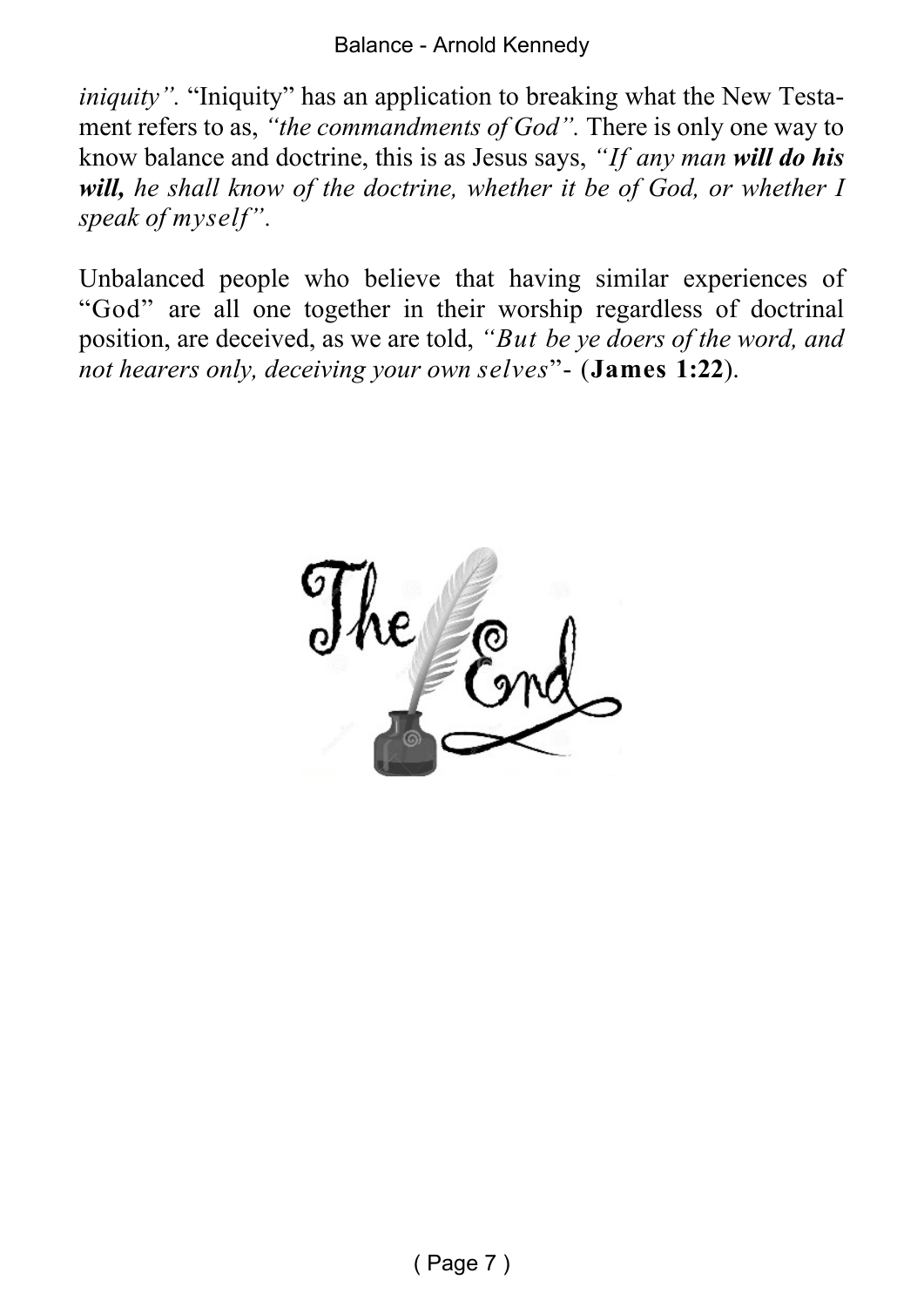*iniquity".* "Iniquity" has an application to breaking what the New Testament refers to as, *"the commandments of God".* There is only one way to know balance and doctrine, this is as Jesus says, *"If any man **will do his will,** he shall know of the doctrine, whether it be of God, or whether I speak of myself".*

Unbalanced people who believe that having similar experiences of "God" are all one together in their worship regardless of doctrinal position, are deceived, as we are told, *"But be ye doers of the word, and not hearers only, deceiving your own selves*"- (**James 1:22**).

The End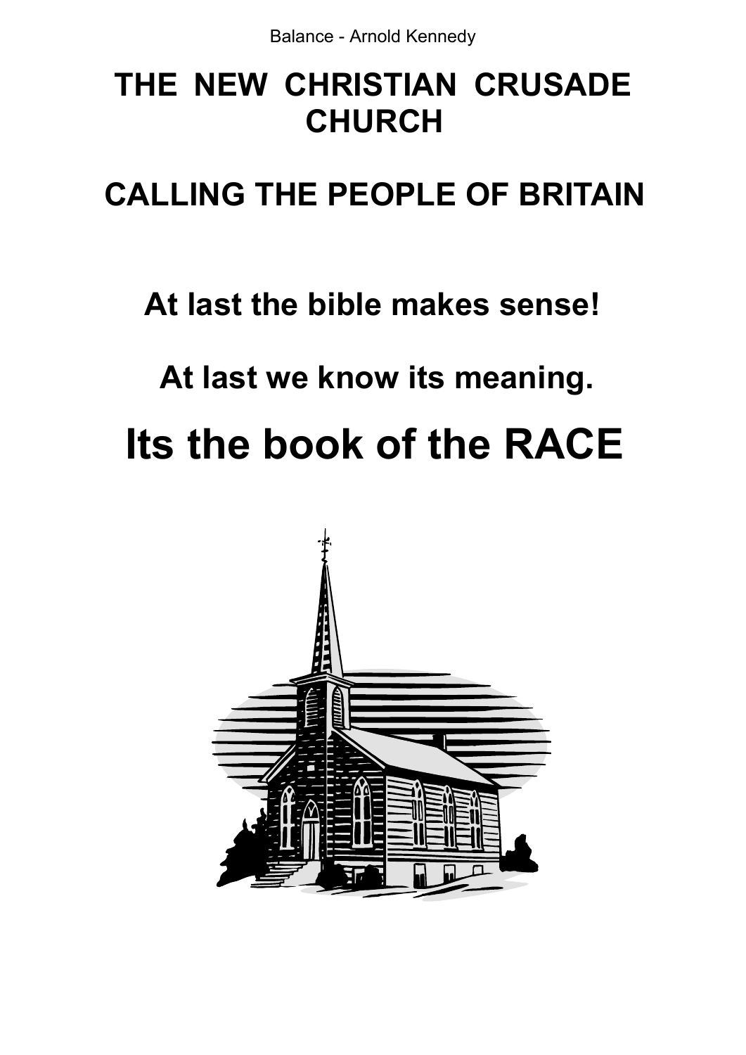# THE NEW CHRISTIAN CRUSADE CHURCH

## CALLING THE PEOPLE OF BRITAIN

### At last the bible makes sense!

### At last we know its meaning.

# Its the book of the RACE